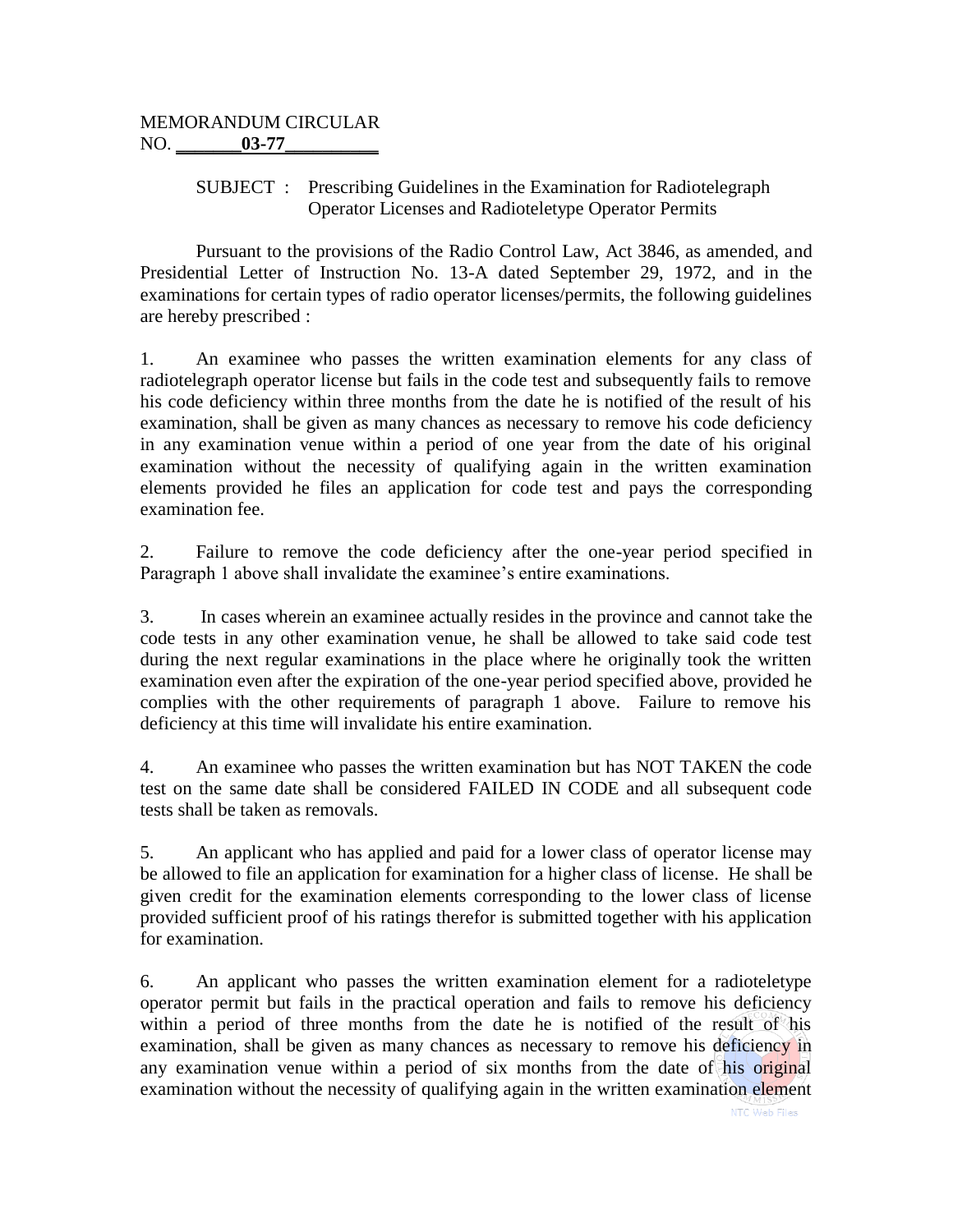MEMORANDUM CIRCULAR
NO. **03-77**

SUBJECT : Prescribing Guidelines in the Examination for Radiotelegraph Operator Licenses and Radioteletype Operator Permits

Pursuant to the provisions of the Radio Control Law, Act 3846, as amended, and Presidential Letter of Instruction No. 13-A dated September 29, 1972, and in the examinations for certain types of radio operator licenses/permits, the following guidelines are hereby prescribed :

1. An examinee who passes the written examination elements for any class of radiotelegraph operator license but fails in the code test and subsequently fails to remove his code deficiency within three months from the date he is notified of the result of his examination, shall be given as many chances as necessary to remove his code deficiency in any examination venue within a period of one year from the date of his original examination without the necessity of qualifying again in the written examination elements provided he files an application for code test and pays the corresponding examination fee.

2. Failure to remove the code deficiency after the one-year period specified in Paragraph 1 above shall invalidate the examinee's entire examinations.

3. In cases wherein an examinee actually resides in the province and cannot take the code tests in any other examination venue, he shall be allowed to take said code test during the next regular examinations in the place where he originally took the written examination even after the expiration of the one-year period specified above, provided he complies with the other requirements of paragraph 1 above. Failure to remove his deficiency at this time will invalidate his entire examination.

4. An examinee who passes the written examination but has NOT TAKEN the code test on the same date shall be considered FAILED IN CODE and all subsequent code tests shall be taken as removals.

5. An applicant who has applied and paid for a lower class of operator license may be allowed to file an application for examination for a higher class of license. He shall be given credit for the examination elements corresponding to the lower class of license provided sufficient proof of his ratings therefor is submitted together with his application for examination.

6. An applicant who passes the written examination element for a radioteletype operator permit but fails in the practical operation and fails to remove his deficiency within a period of three months from the date he is notified of the result of his examination, shall be given as many chances as necessary to remove his deficiency in any examination venue within a period of six months from the date of his original examination without the necessity of qualifying again in the written examination element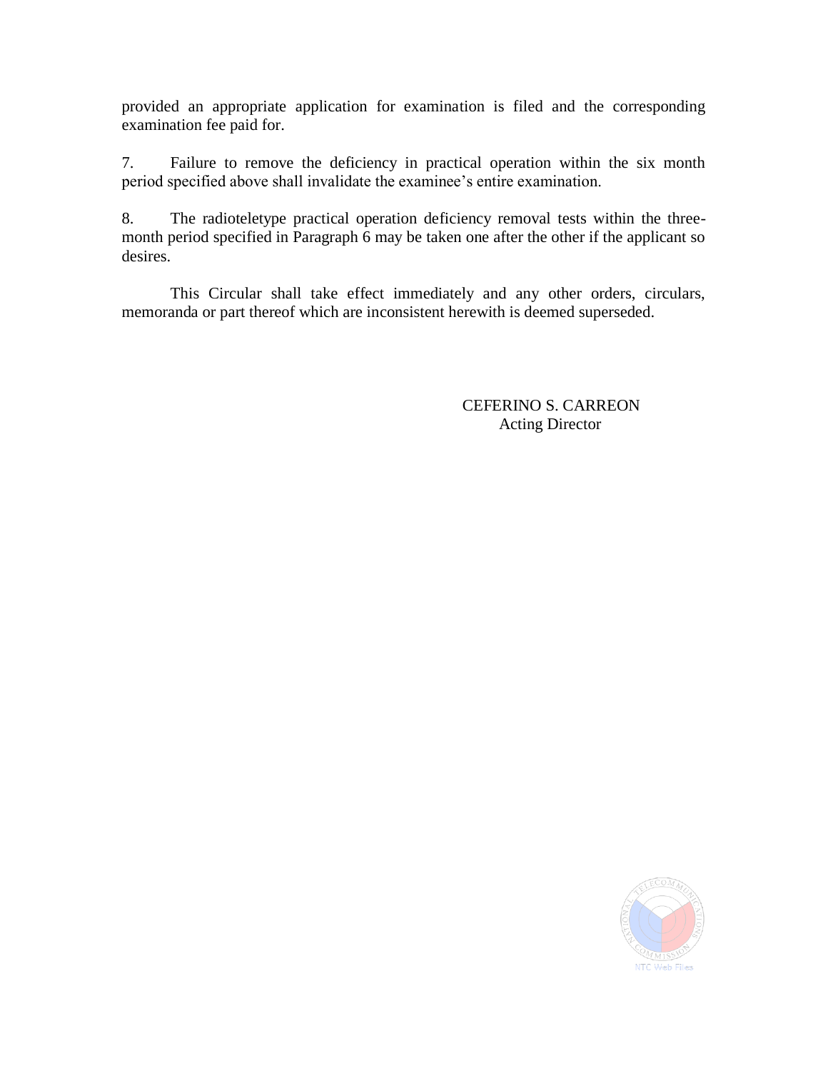provided an appropriate application for examination is filed and the corresponding examination fee paid for.

7. Failure to remove the deficiency in practical operation within the six month period specified above shall invalidate the examinee's entire examination.

8. The radioteletype practical operation deficiency removal tests within the three-month period specified in Paragraph 6 may be taken one after the other if the applicant so desires.

This Circular shall take effect immediately and any other orders, circulars, memoranda or part thereof which are inconsistent herewith is deemed superseded.

CEFERINO S. CARREON
Acting Director